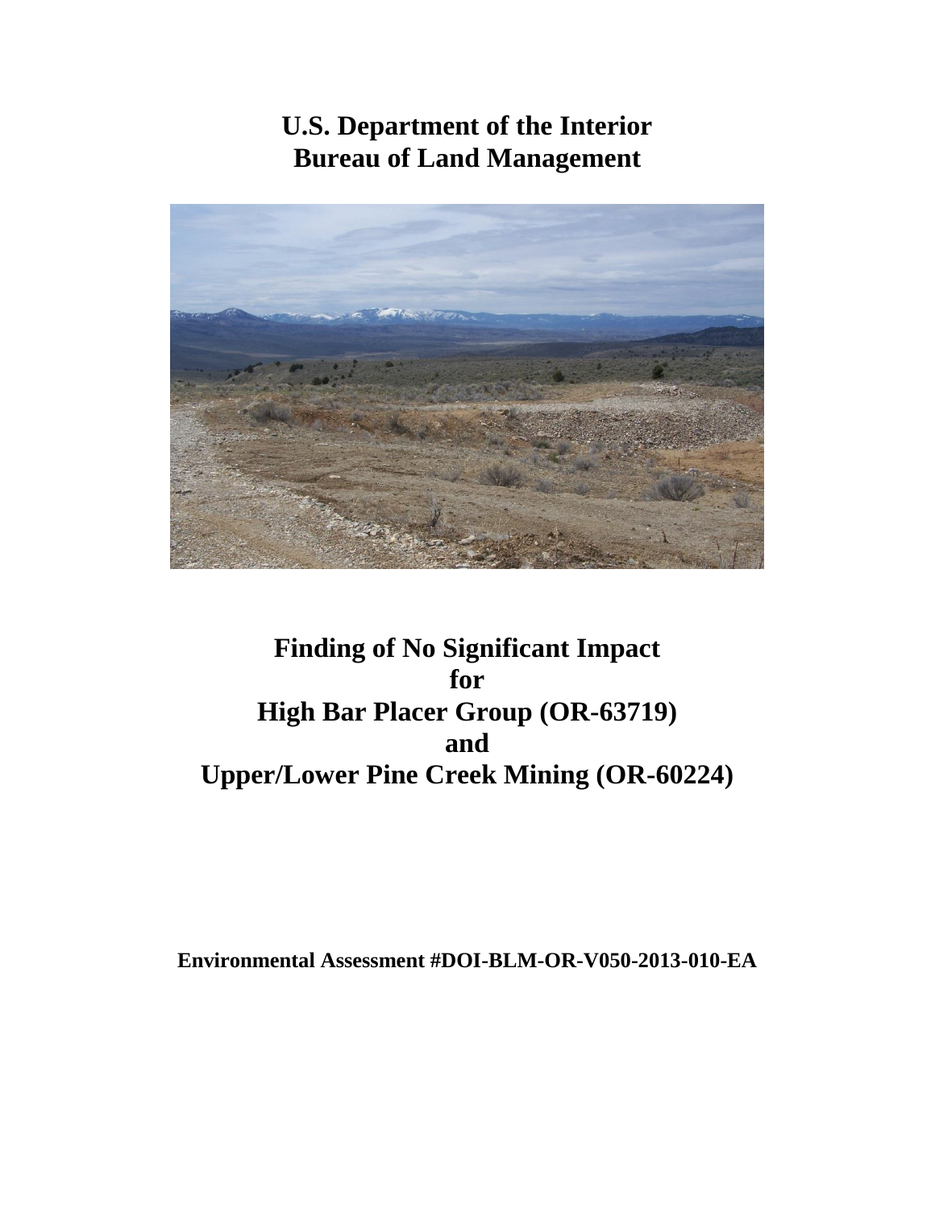# U.S. Department of the Interior
# Bureau of Land Management

# Finding of No Significant Impact
# for
# High Bar Placer Group (OR-63719)
# and
# Upper/Lower Pine Creek Mining (OR-60224)

**Environmental Assessment #DOI-BLM-OR-V050-2013-010-EA**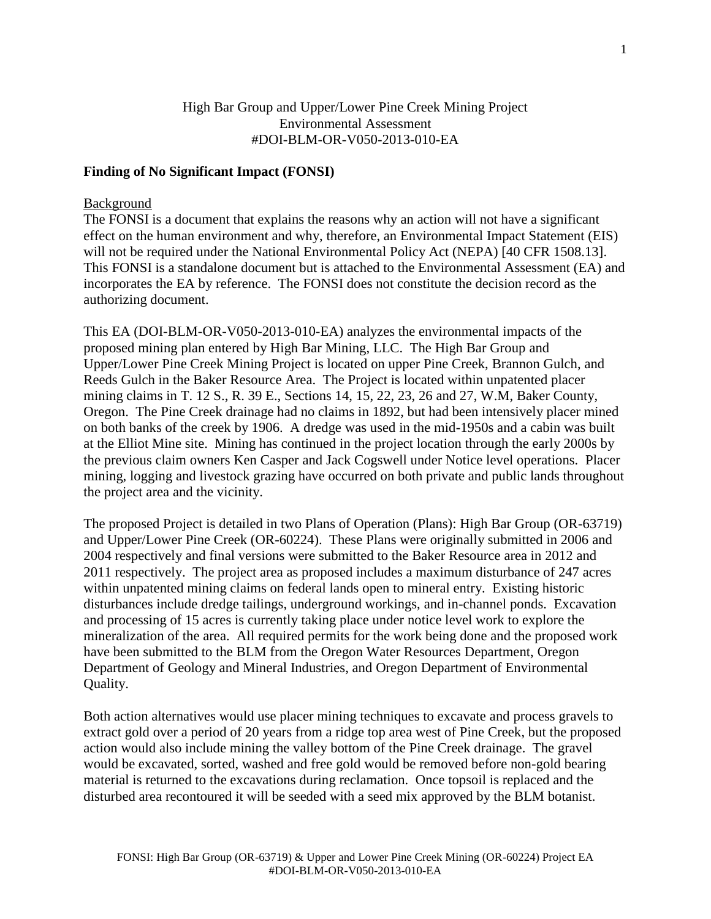High Bar Group and Upper/Lower Pine Creek Mining Project
Environmental Assessment
#DOI-BLM-OR-V050-2013-010-EA

**Finding of No Significant Impact (FONSI)**

Background

The FONSI is a document that explains the reasons why an action will not have a significant effect on the human environment and why, therefore, an Environmental Impact Statement (EIS) will not be required under the National Environmental Policy Act (NEPA) [40 CFR 1508.13]. This FONSI is a standalone document but is attached to the Environmental Assessment (EA) and incorporates the EA by reference. The FONSI does not constitute the decision record as the authorizing document.

This EA (DOI-BLM-OR-V050-2013-010-EA) analyzes the environmental impacts of the proposed mining plan entered by High Bar Mining, LLC. The High Bar Group and Upper/Lower Pine Creek Mining Project is located on upper Pine Creek, Brannon Gulch, and Reeds Gulch in the Baker Resource Area. The Project is located within unpatented placer mining claims in T. 12 S., R. 39 E., Sections 14, 15, 22, 23, 26 and 27, W.M, Baker County, Oregon. The Pine Creek drainage had no claims in 1892, but had been intensively placer mined on both banks of the creek by 1906. A dredge was used in the mid-1950s and a cabin was built at the Elliot Mine site. Mining has continued in the project location through the early 2000s by the previous claim owners Ken Casper and Jack Cogswell under Notice level operations. Placer mining, logging and livestock grazing have occurred on both private and public lands throughout the project area and the vicinity.

The proposed Project is detailed in two Plans of Operation (Plans): High Bar Group (OR-63719) and Upper/Lower Pine Creek (OR-60224). These Plans were originally submitted in 2006 and 2004 respectively and final versions were submitted to the Baker Resource area in 2012 and 2011 respectively. The project area as proposed includes a maximum disturbance of 247 acres within unpatented mining claims on federal lands open to mineral entry. Existing historic disturbances include dredge tailings, underground workings, and in-channel ponds. Excavation and processing of 15 acres is currently taking place under notice level work to explore the mineralization of the area. All required permits for the work being done and the proposed work have been submitted to the BLM from the Oregon Water Resources Department, Oregon Department of Geology and Mineral Industries, and Oregon Department of Environmental Quality.

Both action alternatives would use placer mining techniques to excavate and process gravels to extract gold over a period of 20 years from a ridge top area west of Pine Creek, but the proposed action would also include mining the valley bottom of the Pine Creek drainage. The gravel would be excavated, sorted, washed and free gold would be removed before non-gold bearing material is returned to the excavations during reclamation. Once topsoil is replaced and the disturbed area recontoured it will be seeded with a seed mix approved by the BLM botanist.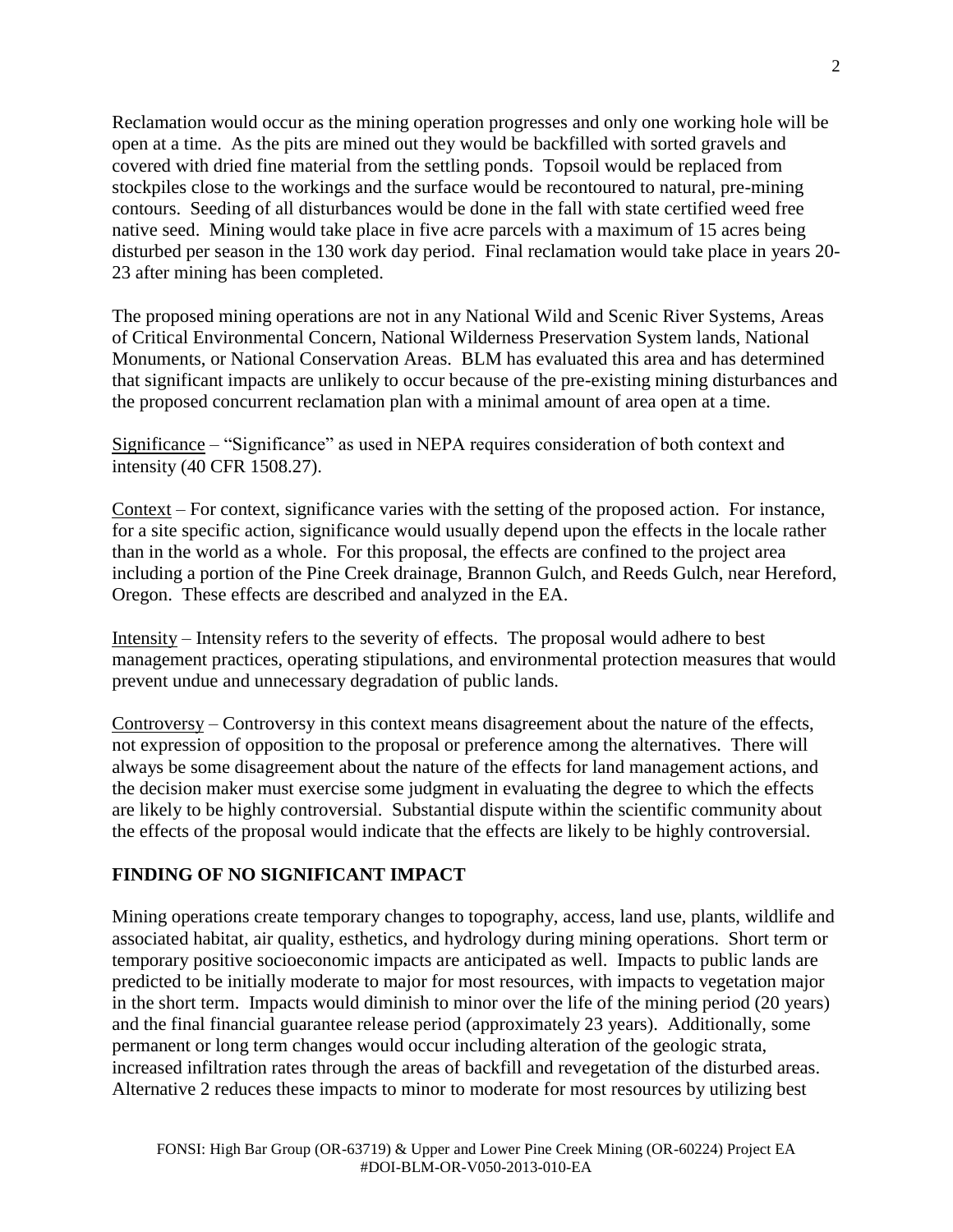Reclamation would occur as the mining operation progresses and only one working hole will be open at a time. As the pits are mined out they would be backfilled with sorted gravels and covered with dried fine material from the settling ponds. Topsoil would be replaced from stockpiles close to the workings and the surface would be recontoured to natural, pre-mining contours. Seeding of all disturbances would be done in the fall with state certified weed free native seed. Mining would take place in five acre parcels with a maximum of 15 acres being disturbed per season in the 130 work day period. Final reclamation would take place in years 20-23 after mining has been completed.

The proposed mining operations are not in any National Wild and Scenic River Systems, Areas of Critical Environmental Concern, National Wilderness Preservation System lands, National Monuments, or National Conservation Areas. BLM has evaluated this area and has determined that significant impacts are unlikely to occur because of the pre-existing mining disturbances and the proposed concurrent reclamation plan with a minimal amount of area open at a time.

Significance – "Significance" as used in NEPA requires consideration of both context and intensity (40 CFR 1508.27).

Context – For context, significance varies with the setting of the proposed action. For instance, for a site specific action, significance would usually depend upon the effects in the locale rather than in the world as a whole. For this proposal, the effects are confined to the project area including a portion of the Pine Creek drainage, Brannon Gulch, and Reeds Gulch, near Hereford, Oregon. These effects are described and analyzed in the EA.

Intensity – Intensity refers to the severity of effects. The proposal would adhere to best management practices, operating stipulations, and environmental protection measures that would prevent undue and unnecessary degradation of public lands.

Controversy – Controversy in this context means disagreement about the nature of the effects, not expression of opposition to the proposal or preference among the alternatives. There will always be some disagreement about the nature of the effects for land management actions, and the decision maker must exercise some judgment in evaluating the degree to which the effects are likely to be highly controversial. Substantial dispute within the scientific community about the effects of the proposal would indicate that the effects are likely to be highly controversial.

## FINDING OF NO SIGNIFICANT IMPACT

Mining operations create temporary changes to topography, access, land use, plants, wildlife and associated habitat, air quality, esthetics, and hydrology during mining operations. Short term or temporary positive socioeconomic impacts are anticipated as well. Impacts to public lands are predicted to be initially moderate to major for most resources, with impacts to vegetation major in the short term. Impacts would diminish to minor over the life of the mining period (20 years) and the final financial guarantee release period (approximately 23 years). Additionally, some permanent or long term changes would occur including alteration of the geologic strata, increased infiltration rates through the areas of backfill and revegetation of the disturbed areas. Alternative 2 reduces these impacts to minor to moderate for most resources by utilizing best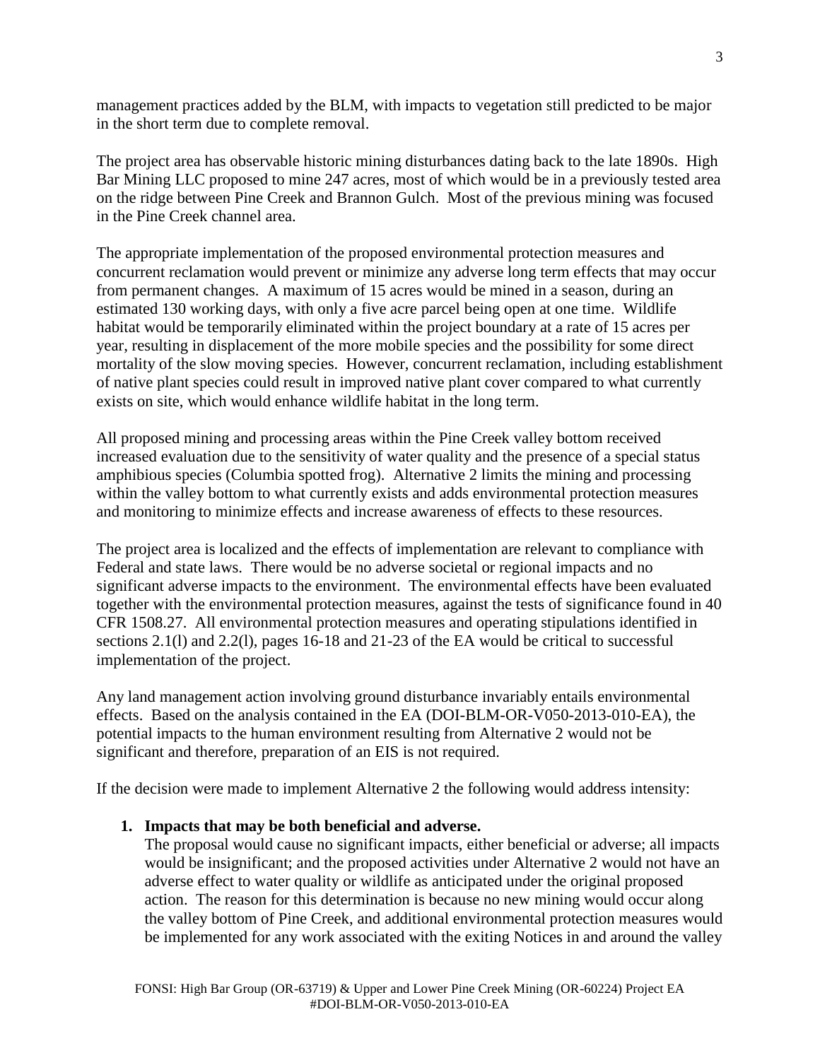management practices added by the BLM, with impacts to vegetation still predicted to be major in the short term due to complete removal.

The project area has observable historic mining disturbances dating back to the late 1890s. High Bar Mining LLC proposed to mine 247 acres, most of which would be in a previously tested area on the ridge between Pine Creek and Brannon Gulch. Most of the previous mining was focused in the Pine Creek channel area.

The appropriate implementation of the proposed environmental protection measures and concurrent reclamation would prevent or minimize any adverse long term effects that may occur from permanent changes. A maximum of 15 acres would be mined in a season, during an estimated 130 working days, with only a five acre parcel being open at one time. Wildlife habitat would be temporarily eliminated within the project boundary at a rate of 15 acres per year, resulting in displacement of the more mobile species and the possibility for some direct mortality of the slow moving species. However, concurrent reclamation, including establishment of native plant species could result in improved native plant cover compared to what currently exists on site, which would enhance wildlife habitat in the long term.

All proposed mining and processing areas within the Pine Creek valley bottom received increased evaluation due to the sensitivity of water quality and the presence of a special status amphibious species (Columbia spotted frog). Alternative 2 limits the mining and processing within the valley bottom to what currently exists and adds environmental protection measures and monitoring to minimize effects and increase awareness of effects to these resources.

The project area is localized and the effects of implementation are relevant to compliance with Federal and state laws. There would be no adverse societal or regional impacts and no significant adverse impacts to the environment. The environmental effects have been evaluated together with the environmental protection measures, against the tests of significance found in 40 CFR 1508.27. All environmental protection measures and operating stipulations identified in sections 2.1(l) and 2.2(l), pages 16-18 and 21-23 of the EA would be critical to successful implementation of the project.

Any land management action involving ground disturbance invariably entails environmental effects. Based on the analysis contained in the EA (DOI-BLM-OR-V050-2013-010-EA), the potential impacts to the human environment resulting from Alternative 2 would not be significant and therefore, preparation of an EIS is not required.

If the decision were made to implement Alternative 2 the following would address intensity:

1. **Impacts that may be both beneficial and adverse.**
   The proposal would cause no significant impacts, either beneficial or adverse; all impacts would be insignificant; and the proposed activities under Alternative 2 would not have an adverse effect to water quality or wildlife as anticipated under the original proposed action. The reason for this determination is because no new mining would occur along the valley bottom of Pine Creek, and additional environmental protection measures would be implemented for any work associated with the exiting Notices in and around the valley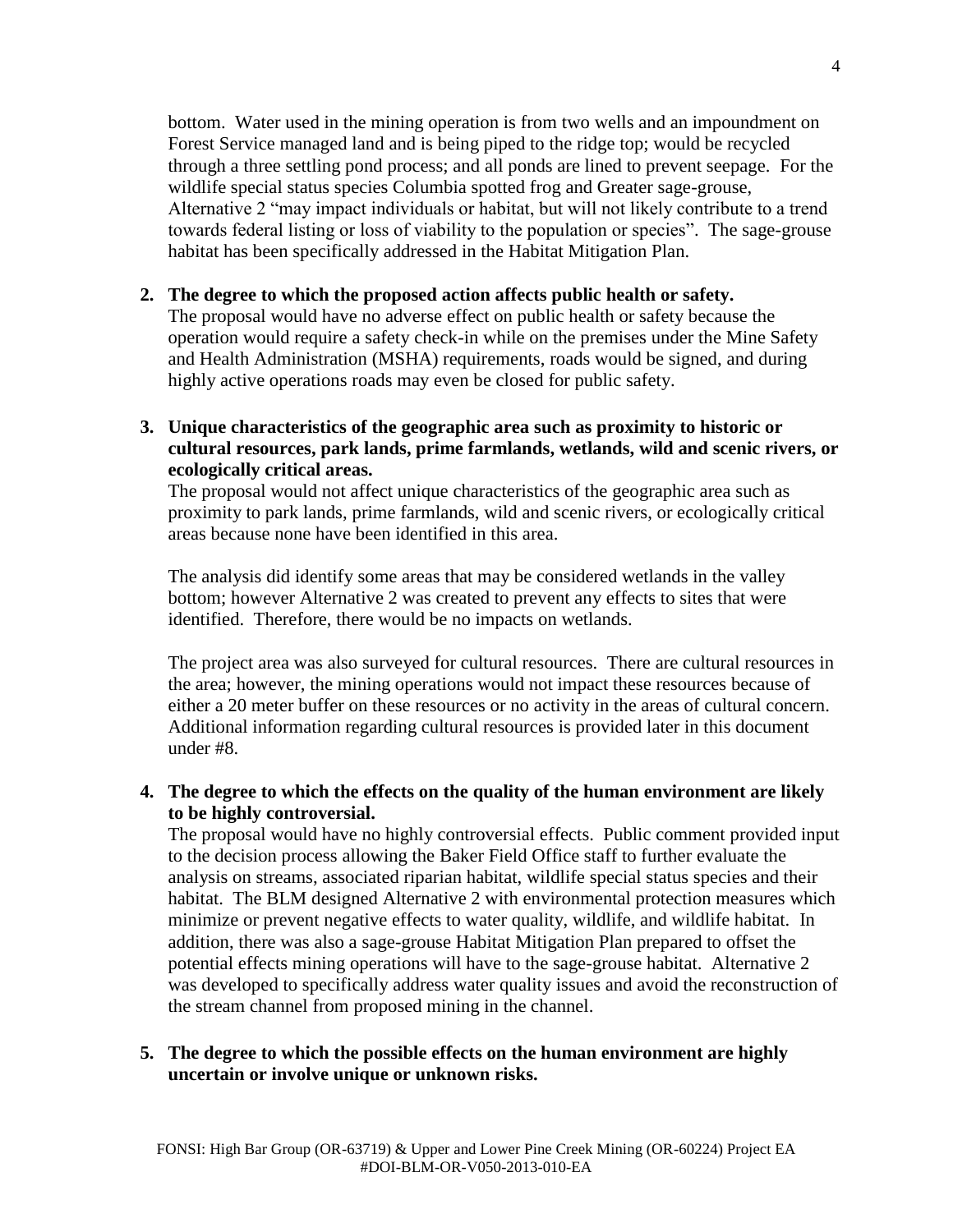bottom. Water used in the mining operation is from two wells and an impoundment on Forest Service managed land and is being piped to the ridge top; would be recycled through a three settling pond process; and all ponds are lined to prevent seepage. For the wildlife special status species Columbia spotted frog and Greater sage-grouse, Alternative 2 "may impact individuals or habitat, but will not likely contribute to a trend towards federal listing or loss of viability to the population or species". The sage-grouse habitat has been specifically addressed in the Habitat Mitigation Plan.

2. **The degree to which the proposed action affects public health or safety.**
   The proposal would have no adverse effect on public health or safety because the operation would require a safety check-in while on the premises under the Mine Safety and Health Administration (MSHA) requirements, roads would be signed, and during highly active operations roads may even be closed for public safety.

3. **Unique characteristics of the geographic area such as proximity to historic or cultural resources, park lands, prime farmlands, wetlands, wild and scenic rivers, or ecologically critical areas.**
   The proposal would not affect unique characteristics of the geographic area such as proximity to park lands, prime farmlands, wild and scenic rivers, or ecologically critical areas because none have been identified in this area.

   The analysis did identify some areas that may be considered wetlands in the valley bottom; however Alternative 2 was created to prevent any effects to sites that were identified. Therefore, there would be no impacts on wetlands.

   The project area was also surveyed for cultural resources. There are cultural resources in the area; however, the mining operations would not impact these resources because of either a 20 meter buffer on these resources or no activity in the areas of cultural concern. Additional information regarding cultural resources is provided later in this document under #8.

4. **The degree to which the effects on the quality of the human environment are likely to be highly controversial.**
   The proposal would have no highly controversial effects. Public comment provided input to the decision process allowing the Baker Field Office staff to further evaluate the analysis on streams, associated riparian habitat, wildlife special status species and their habitat. The BLM designed Alternative 2 with environmental protection measures which minimize or prevent negative effects to water quality, wildlife, and wildlife habitat. In addition, there was also a sage-grouse Habitat Mitigation Plan prepared to offset the potential effects mining operations will have to the sage-grouse habitat. Alternative 2 was developed to specifically address water quality issues and avoid the reconstruction of the stream channel from proposed mining in the channel.

5. **The degree to which the possible effects on the human environment are highly uncertain or involve unique or unknown risks.**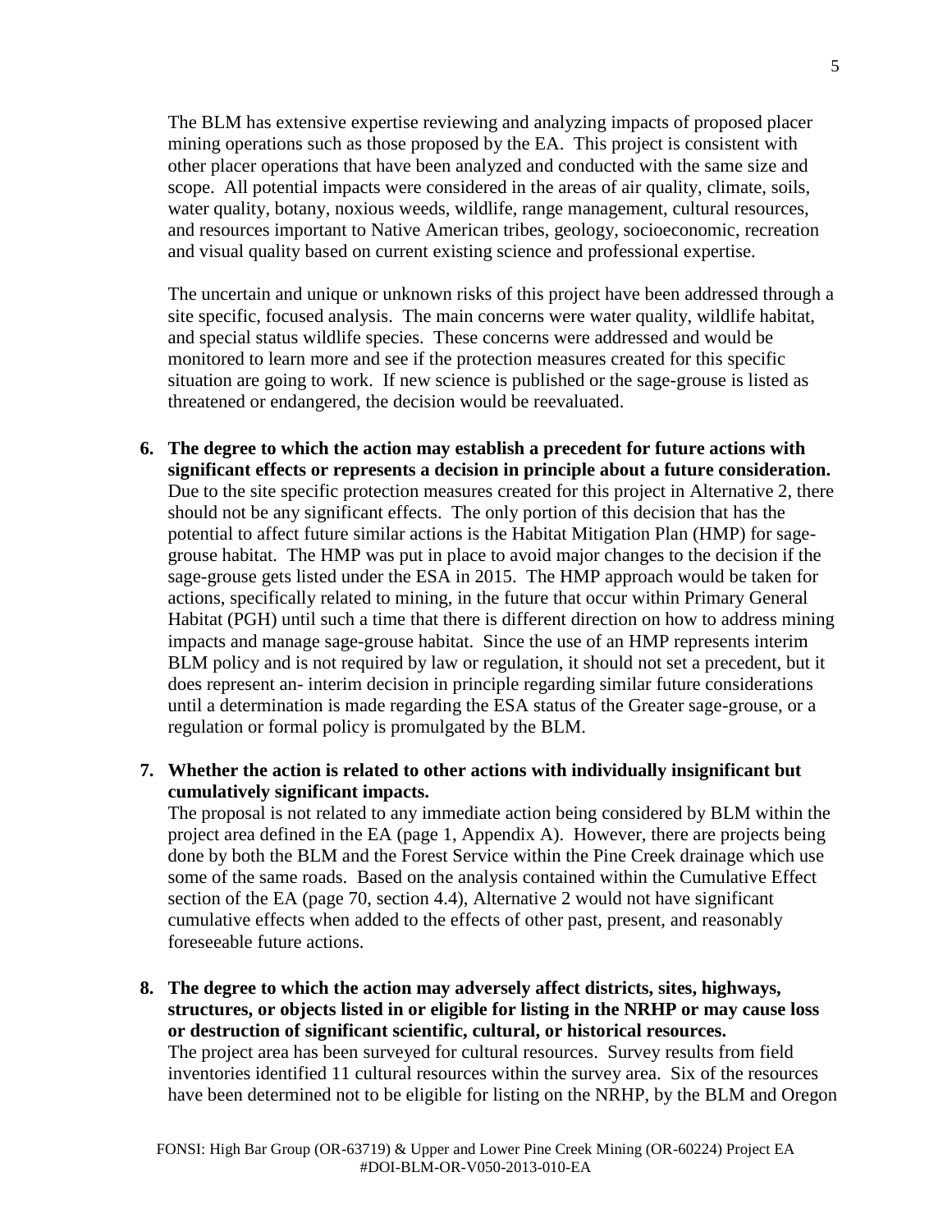The BLM has extensive expertise reviewing and analyzing impacts of proposed placer mining operations such as those proposed by the EA. This project is consistent with other placer operations that have been analyzed and conducted with the same size and scope. All potential impacts were considered in the areas of air quality, climate, soils, water quality, botany, noxious weeds, wildlife, range management, cultural resources, and resources important to Native American tribes, geology, socioeconomic, recreation and visual quality based on current existing science and professional expertise.

The uncertain and unique or unknown risks of this project have been addressed through a site specific, focused analysis. The main concerns were water quality, wildlife habitat, and special status wildlife species. These concerns were addressed and would be monitored to learn more and see if the protection measures created for this specific situation are going to work. If new science is published or the sage-grouse is listed as threatened or endangered, the decision would be reevaluated.

6. **The degree to which the action may establish a precedent for future actions with significant effects or represents a decision in principle about a future consideration.** Due to the site specific protection measures created for this project in Alternative 2, there should not be any significant effects. The only portion of this decision that has the potential to affect future similar actions is the Habitat Mitigation Plan (HMP) for sage-grouse habitat. The HMP was put in place to avoid major changes to the decision if the sage-grouse gets listed under the ESA in 2015. The HMP approach would be taken for actions, specifically related to mining, in the future that occur within Primary General Habitat (PGH) until such a time that there is different direction on how to address mining impacts and manage sage-grouse habitat. Since the use of an HMP represents interim BLM policy and is not required by law or regulation, it should not set a precedent, but it does represent an- interim decision in principle regarding similar future considerations until a determination is made regarding the ESA status of the Greater sage-grouse, or a regulation or formal policy is promulgated by the BLM.

7. **Whether the action is related to other actions with individually insignificant but cumulatively significant impacts.**
The proposal is not related to any immediate action being considered by BLM within the project area defined in the EA (page 1, Appendix A). However, there are projects being done by both the BLM and the Forest Service within the Pine Creek drainage which use some of the same roads. Based on the analysis contained within the Cumulative Effect section of the EA (page 70, section 4.4), Alternative 2 would not have significant cumulative effects when added to the effects of other past, present, and reasonably foreseeable future actions.

8. **The degree to which the action may adversely affect districts, sites, highways, structures, or objects listed in or eligible for listing in the NRHP or may cause loss or destruction of significant scientific, cultural, or historical resources.**
The project area has been surveyed for cultural resources. Survey results from field inventories identified 11 cultural resources within the survey area. Six of the resources have been determined not to be eligible for listing on the NRHP, by the BLM and Oregon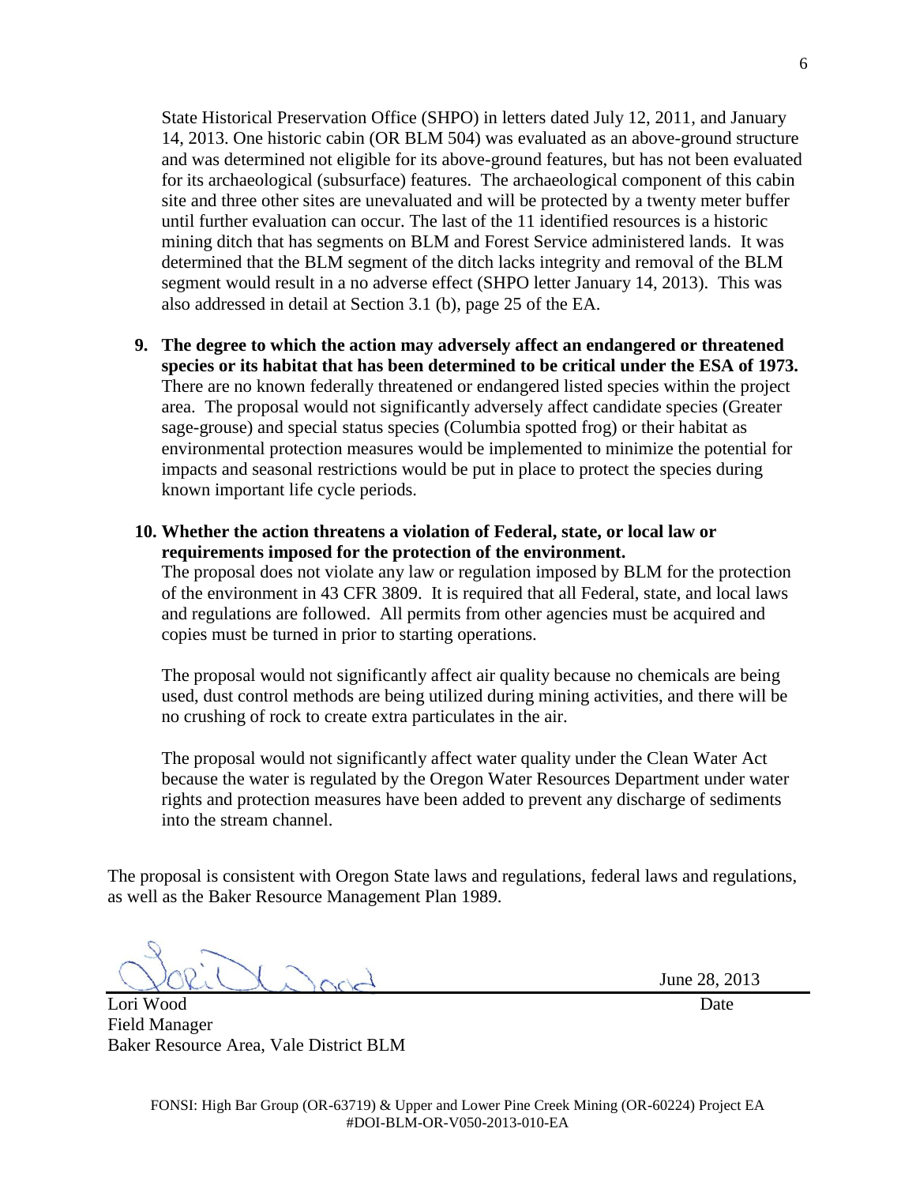State Historical Preservation Office (SHPO) in letters dated July 12, 2011, and January 14, 2013. One historic cabin (OR BLM 504) was evaluated as an above-ground structure and was determined not eligible for its above-ground features, but has not been evaluated for its archaeological (subsurface) features. The archaeological component of this cabin site and three other sites are unevaluated and will be protected by a twenty meter buffer until further evaluation can occur. The last of the 11 identified resources is a historic mining ditch that has segments on BLM and Forest Service administered lands. It was determined that the BLM segment of the ditch lacks integrity and removal of the BLM segment would result in a no adverse effect (SHPO letter January 14, 2013). This was also addressed in detail at Section 3.1 (b), page 25 of the EA.

9. **The degree to which the action may adversely affect an endangered or threatened species or its habitat that has been determined to be critical under the ESA of 1973.** There are no known federally threatened or endangered listed species within the project area. The proposal would not significantly adversely affect candidate species (Greater sage-grouse) and special status species (Columbia spotted frog) or their habitat as environmental protection measures would be implemented to minimize the potential for impacts and seasonal restrictions would be put in place to protect the species during known important life cycle periods.

10. **Whether the action threatens a violation of Federal, state, or local law or requirements imposed for the protection of the environment.** The proposal does not violate any law or regulation imposed by BLM for the protection of the environment in 43 CFR 3809. It is required that all Federal, state, and local laws and regulations are followed. All permits from other agencies must be acquired and copies must be turned in prior to starting operations.

    The proposal would not significantly affect air quality because no chemicals are being used, dust control methods are being utilized during mining activities, and there will be no crushing of rock to create extra particulates in the air.

    The proposal would not significantly affect water quality under the Clean Water Act because the water is regulated by the Oregon Water Resources Department under water rights and protection measures have been added to prevent any discharge of sediments into the stream channel.

The proposal is consistent with Oregon State laws and regulations, federal laws and regulations, as well as the Baker Resource Management Plan 1989.

June 28, 2013

Lori Wood — Date
Field Manager
Baker Resource Area, Vale District BLM

FONSI: High Bar Group (OR-63719) & Upper and Lower Pine Creek Mining (OR-60224) Project EA
#DOI-BLM-OR-V050-2013-010-EA